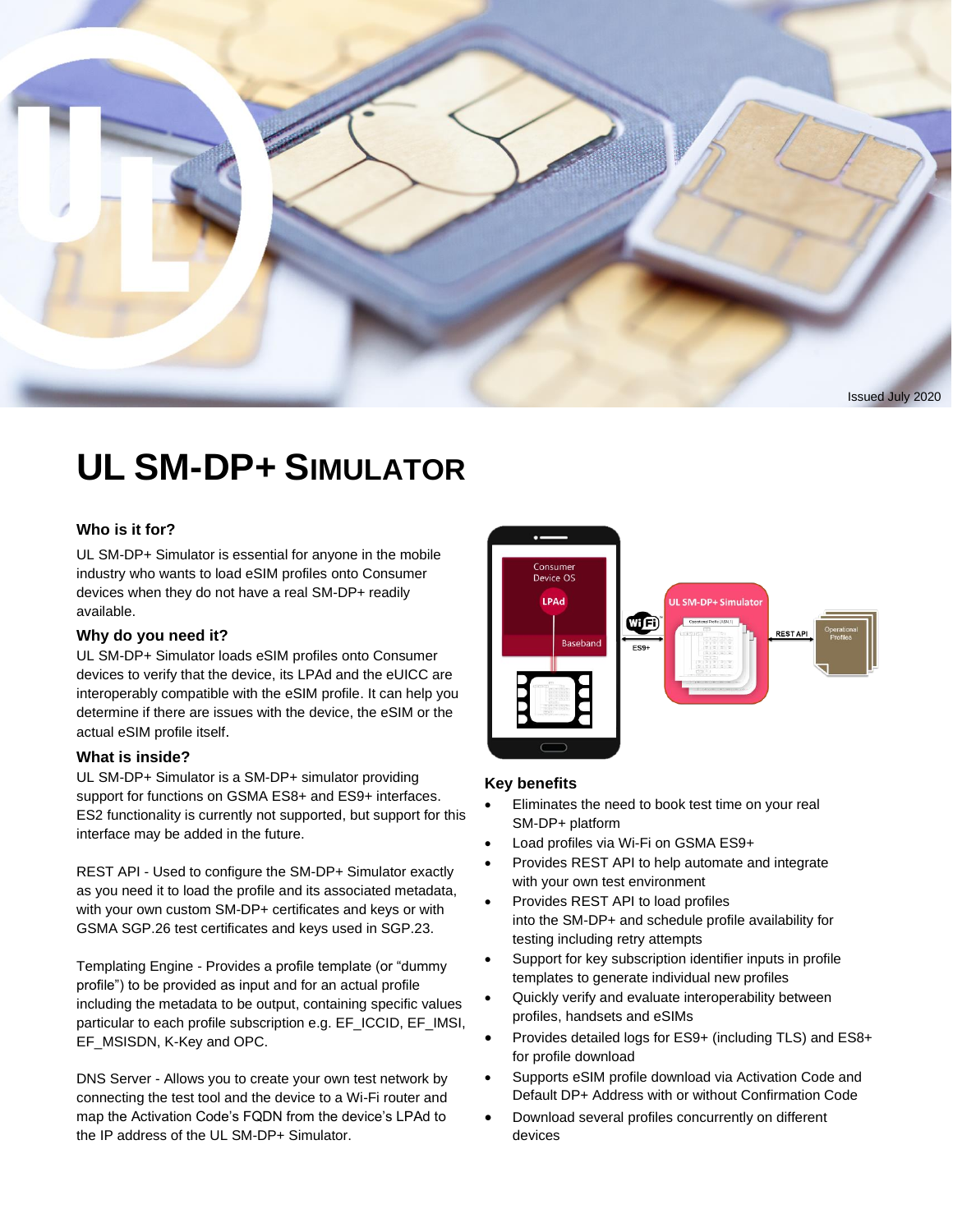Issued July 2020

# UL SM-DP+ SIMULATOR

### Who is it for?

UL SM-DP+ Simulator is essential for anyone in the mobile industry who wants to load eSIM profiles onto Consumer devices when they do not have a real SM-DP+ readily available.

### Why do you need it?

UL SM-DP+ Simulator loads eSIM profiles onto Consumer devices to verify that the device, its LPAd and the eUICC are interoperably compatible with the eSIM profile. It can help you determine if there are issues with the device, the eSIM or the actual eSIM profile itself.

### What is inside?

UL SM-DP+ Simulator is a SM-DP+ simulator providing support for functions on GSMA ES8+ and ES9+ interfaces. ES2 functionality is currently not supported, but support for this interface may be added in the future.

REST API - Used to configure the SM-DP+ Simulator exactly as you need it to load the profile and its associated metadata, with your own custom SM-DP+ certificates and keys or with GSMA SGP.26 test certificates and keys used in SGP.23.

Templating Engine - Provides a profile template (or "dummy profile") to be provided as input and for an actual profile including the metadata to be output, containing specific values particular to each profile subscription e.g. EF_ICCID, EF_IMSI, EF_MSISDN, K-Key and OPC.

DNS Server - Allows you to create your own test network by connecting the test tool and the device to a Wi-Fi router and map the Activation Code's FQDN from the device's LPAd to the IP address of the UL SM-DP+ Simulator.

### Key benefits

- Eliminates the need to book test time on your real SM-DP+ platform
- Load profiles via Wi-Fi on GSMA ES9+
- Provides REST API to help automate and integrate with your own test environment
- Provides REST API to load profiles into the SM-DP+ and schedule profile availability for testing including retry attempts
- Support for key subscription identifier inputs in profile templates to generate individual new profiles
- Quickly verify and evaluate interoperability between profiles, handsets and eSIMs
- Provides detailed logs for ES9+ (including TLS) and ES8+ for profile download
- Supports eSIM profile download via Activation Code and Default DP+ Address with or without Confirmation Code
- Download several profiles concurrently on different devices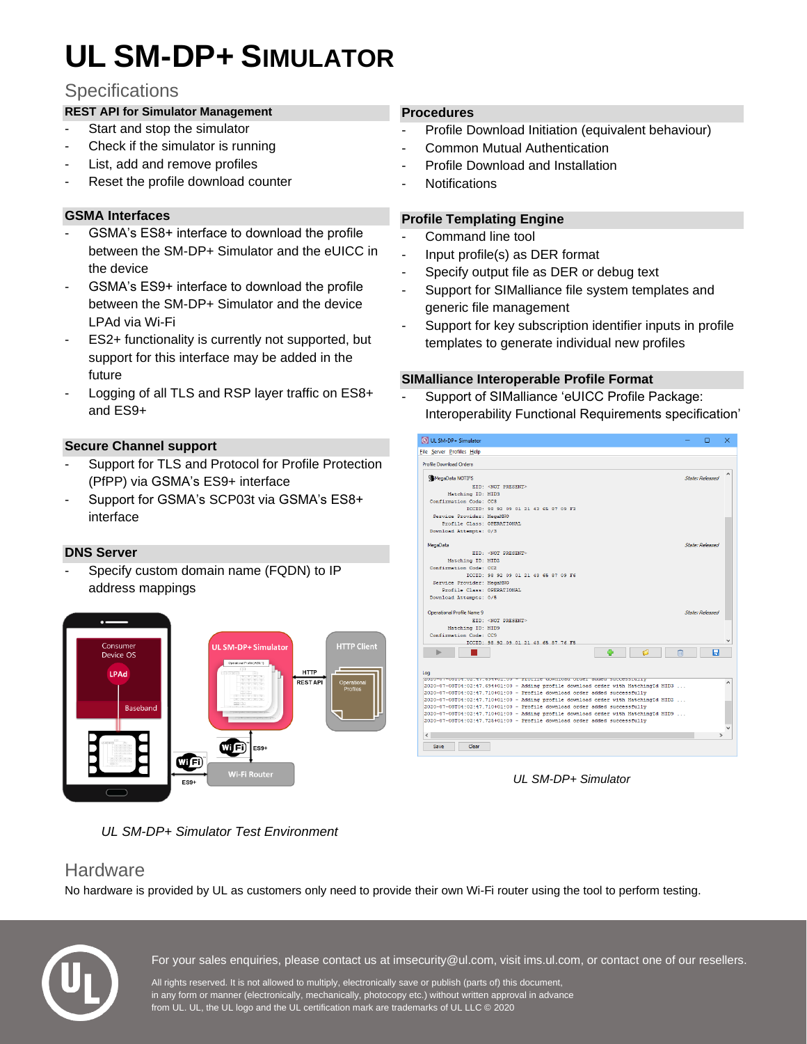# UL SM-DP+ SIMULATOR

## Specifications

### REST API for Simulator Management

- Start and stop the simulator
- Check if the simulator is running
- List, add and remove profiles
- Reset the profile download counter

### GSMA Interfaces

- GSMA's ES8+ interface to download the profile between the SM-DP+ Simulator and the eUICC in the device
- GSMA's ES9+ interface to download the profile between the SM-DP+ Simulator and the device LPAd via Wi-Fi
- ES2+ functionality is currently not supported, but support for this interface may be added in the future
- Logging of all TLS and RSP layer traffic on ES8+ and ES9+

### Secure Channel support

- Support for TLS and Protocol for Profile Protection (PfPP) via GSMA's ES9+ interface
- Support for GSMA's SCP03t via GSMA's ES8+ interface

### DNS Server

- Specify custom domain name (FQDN) to IP address mappings

*UL SM-DP+ Simulator Test Environment*

### Procedures

- Profile Download Initiation (equivalent behaviour)
- Common Mutual Authentication
- Profile Download and Installation
- Notifications

### Profile Templating Engine

- Command line tool
- Input profile(s) as DER format
- Specify output file as DER or debug text
- Support for SIMalliance file system templates and generic file management
- Support for key subscription identifier inputs in profile templates to generate individual new profiles

### SIMalliance Interoperable Profile Format

- Support of SIMalliance 'eUICC Profile Package: Interoperability Functional Requirements specification'

*UL SM-DP+ Simulator*

## Hardware

No hardware is provided by UL as customers only need to provide their own Wi-Fi router using the tool to perform testing.

For your sales enquiries, please contact us at imsecurity@ul.com, visit ims.ul.com, or contact one of our resellers.

All rights reserved. It is not allowed to multiply, electronically save or publish (parts of) this document, in any form or manner (electronically, mechanically, photocopy etc.) without written approval in advance from UL. UL, the UL logo and the UL certification mark are trademarks of UL LLC © 2020